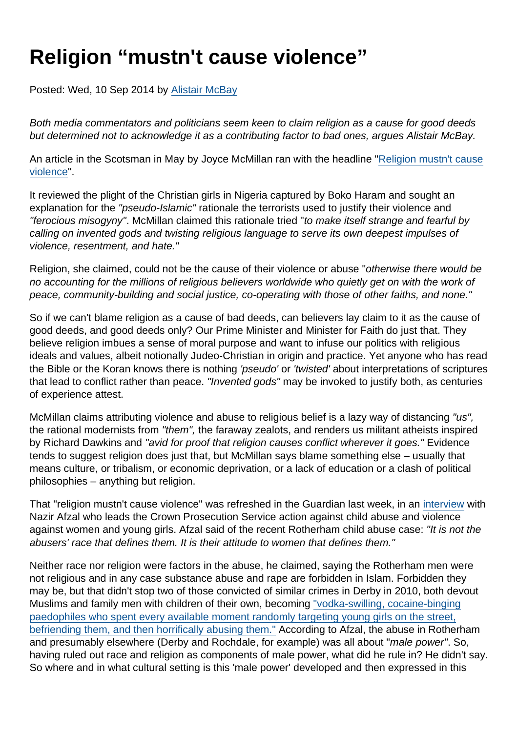# Religion “mustn't cause violence”

Posted: Wed, 10 Sep 2014 by Alistair McBay

*Both media commentators and politicians seem keen to claim religion as a cause for good deeds but determined not to acknowledge it as a contributing factor to bad ones, argues Alistair McBay.*

An article in the Scotsman in May by Joyce McMillan ran with the headline "Religion mustn't cause violence".

It reviewed the plight of the Christian girls in Nigeria captured by Boko Haram and sought an explanation for the *"pseudo-Islamic"* rationale the terrorists used to justify their violence and *"ferocious misogyny"*. McMillan claimed this rationale tried "*to make itself strange and fearful by calling on invented gods and twisting religious language to serve its own deepest impulses of violence, resentment, and hate."*

Religion, she claimed, could not be the cause of their violence or abuse "*otherwise there would be no accounting for the millions of religious believers worldwide who quietly get on with the work of peace, community-building and social justice, co-operating with those of other faiths, and none."*

So if we can't blame religion as a cause of bad deeds, can believers lay claim to it as the cause of good deeds, and good deeds only? Our Prime Minister and Minister for Faith do just that. They believe religion imbues a sense of moral purpose and want to infuse our politics with religious ideals and values, albeit notionally Judeo-Christian in origin and practice. Yet anyone who has read the Bible or the Koran knows there is nothing *'pseudo'* or *'twisted'* about interpretations of scriptures that lead to conflict rather than peace. *"Invented gods"* may be invoked to justify both, as centuries of experience attest.

McMillan claims attributing violence and abuse to religious belief is a lazy way of distancing *"us",* the rational modernists from *"them",* the faraway zealots, and renders us militant atheists inspired by Richard Dawkins and *"avid for proof that religion causes conflict wherever it goes."* Evidence tends to suggest religion does just that, but McMillan says blame something else – usually that means culture, or tribalism, or economic deprivation, or a lack of education or a clash of political philosophies – anything but religion.

That "religion mustn't cause violence" was refreshed in the Guardian last week, in an interview with Nazir Afzal who leads the Crown Prosecution Service action against child abuse and violence against women and young girls. Afzal said of the recent Rotherham child abuse case: *"It is not the abusers' race that defines them. It is their attitude to women that defines them."*

Neither race nor religion were factors in the abuse, he claimed, saying the Rotherham men were not religious and in any case substance abuse and rape are forbidden in Islam. Forbidden they may be, but that didn't stop two of those convicted of similar crimes in Derby in 2010, both devout Muslims and family men with children of their own, becoming "vodka-swilling, cocaine-binging paedophiles who spent every available moment randomly targeting young girls on the street, befriending them, and then horrifically abusing them." According to Afzal, the abuse in Rotherham and presumably elsewhere (Derby and Rochdale, for example) was all about "*male power"*. So, having ruled out race and religion as components of male power, what did he rule in? He didn't say. So where and in what cultural setting is this 'male power' developed and then expressed in this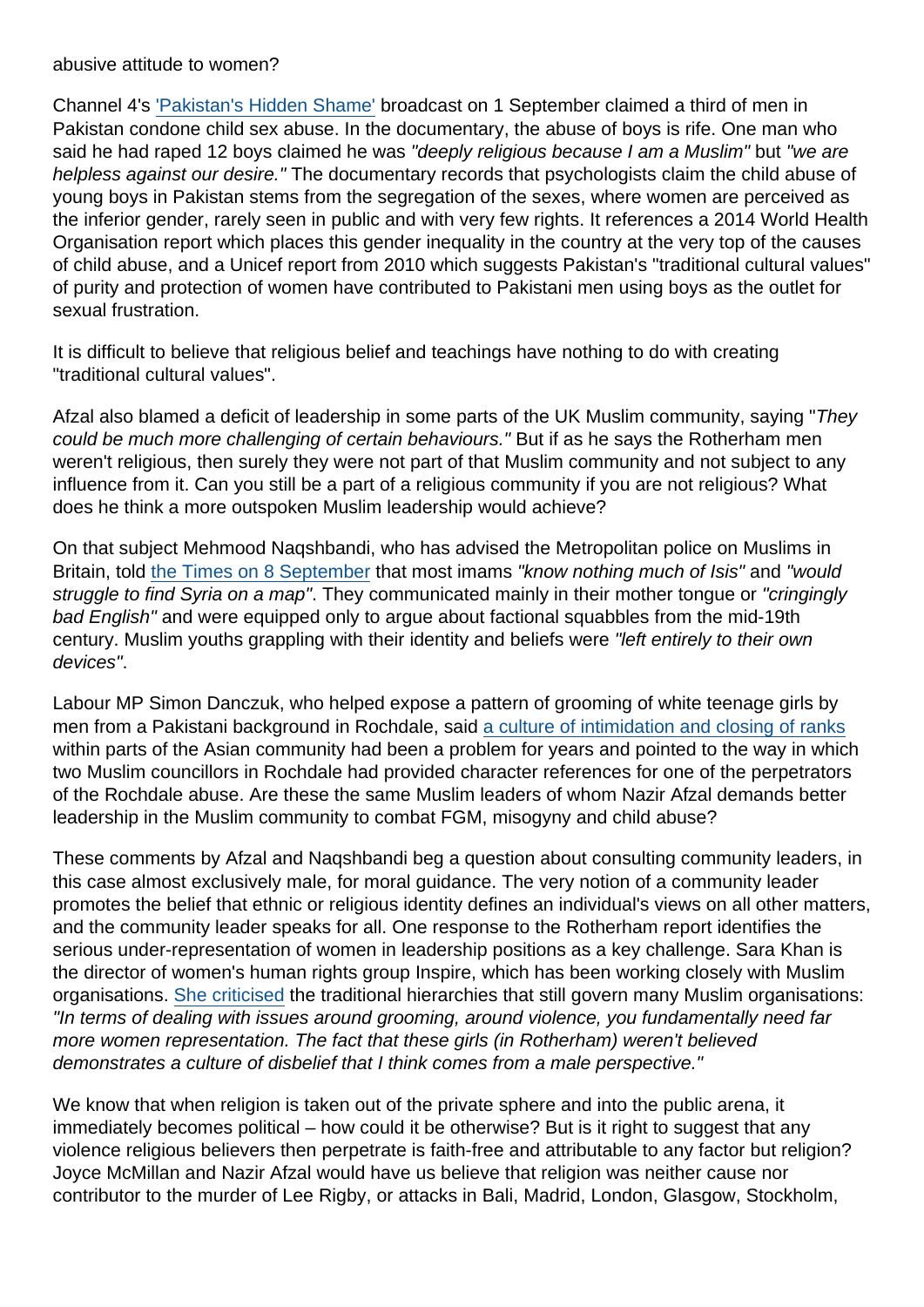abusive attitude to women?

Channel 4's 'Pakistan's Hidden Shame' broadcast on 1 September claimed a third of men in Pakistan condone child sex abuse. In the documentary, the abuse of boys is rife. One man who said he had raped 12 boys claimed he was *"deeply religious because I am a Muslim"* but *"we are helpless against our desire."* The documentary records that psychologists claim the child abuse of young boys in Pakistan stems from the segregation of the sexes, where women are perceived as the inferior gender, rarely seen in public and with very few rights. It references a 2014 World Health Organisation report which places this gender inequality in the country at the very top of the causes of child abuse, and a Unicef report from 2010 which suggests Pakistan's "traditional cultural values" of purity and protection of women have contributed to Pakistani men using boys as the outlet for sexual frustration.

It is difficult to believe that religious belief and teachings have nothing to do with creating "traditional cultural values".

Afzal also blamed a deficit of leadership in some parts of the UK Muslim community, saying "*They could be much more challenging of certain behaviours."* But if as he says the Rotherham men weren't religious, then surely they were not part of that Muslim community and not subject to any influence from it. Can you still be a part of a religious community if you are not religious? What does he think a more outspoken Muslim leadership would achieve?

On that subject Mehmood Naqshbandi, who has advised the Metropolitan police on Muslims in Britain, told the Times on 8 September that most imams *"know nothing much of Isis"* and *"would struggle to find Syria on a map"*. They communicated mainly in their mother tongue or *"cringingly bad English"* and were equipped only to argue about factional squabbles from the mid-19th century. Muslim youths grappling with their identity and beliefs were *"left entirely to their own devices"*.

Labour MP Simon Danczuk, who helped expose a pattern of grooming of white teenage girls by men from a Pakistani background in Rochdale, said a culture of intimidation and closing of ranks within parts of the Asian community had been a problem for years and pointed to the way in which two Muslim councillors in Rochdale had provided character references for one of the perpetrators of the Rochdale abuse. Are these the same Muslim leaders of whom Nazir Afzal demands better leadership in the Muslim community to combat FGM, misogyny and child abuse?

These comments by Afzal and Naqshbandi beg a question about consulting community leaders, in this case almost exclusively male, for moral guidance. The very notion of a community leader promotes the belief that ethnic or religious identity defines an individual's views on all other matters, and the community leader speaks for all. One response to the Rotherham report identifies the serious under-representation of women in leadership positions as a key challenge. Sara Khan is the director of women's human rights group Inspire, which has been working closely with Muslim organisations. She criticised the traditional hierarchies that still govern many Muslim organisations: *"In terms of dealing with issues around grooming, around violence, you fundamentally need far more women representation. The fact that these girls (in Rotherham) weren't believed demonstrates a culture of disbelief that I think comes from a male perspective."*

We know that when religion is taken out of the private sphere and into the public arena, it immediately becomes political – how could it be otherwise? But is it right to suggest that any violence religious believers then perpetrate is faith-free and attributable to any factor but religion? Joyce McMillan and Nazir Afzal would have us believe that religion was neither cause nor contributor to the murder of Lee Rigby, or attacks in Bali, Madrid, London, Glasgow, Stockholm,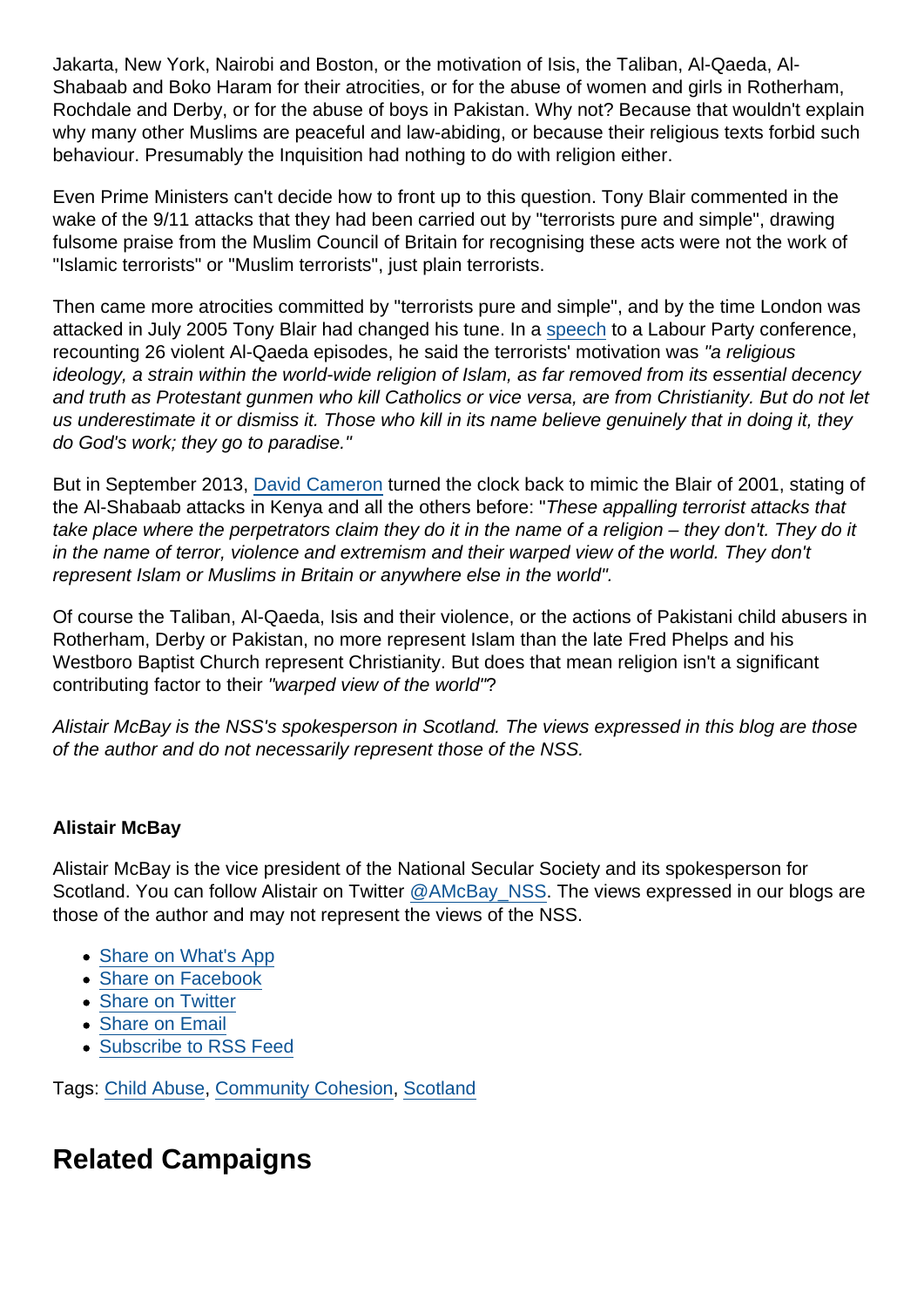Jakarta, New York, Nairobi and Boston, or the motivation of Isis, the Taliban, Al-Qaeda, Al-Shabaab and Boko Haram for their atrocities, or for the abuse of women and girls in Rotherham, Rochdale and Derby, or for the abuse of boys in Pakistan. Why not? Because that wouldn't explain why many other Muslims are peaceful and law-abiding, or because their religious texts forbid such behaviour. Presumably the Inquisition had nothing to do with religion either.

Even Prime Ministers can't decide how to front up to this question. Tony Blair commented in the wake of the 9/11 attacks that they had been carried out by "terrorists pure and simple", drawing fulsome praise from the Muslim Council of Britain for recognising these acts were not the work of "Islamic terrorists" or "Muslim terrorists", just plain terrorists.

Then came more atrocities committed by "terrorists pure and simple", and by the time London was attacked in July 2005 Tony Blair had changed his tune. In a [speech](speech) to a Labour Party conference, recounting 26 violent Al-Qaeda episodes, he said the terrorists' motivation was *"a religious ideology, a strain within the world-wide religion of Islam, as far removed from its essential decency and truth as Protestant gunmen who kill Catholics or vice versa, are from Christianity. But do not let us underestimate it or dismiss it. Those who kill in its name believe genuinely that in doing it, they do God's work; they go to paradise."*

But in September 2013, [David Cameron](David Cameron) turned the clock back to mimic the Blair of 2001, stating of the Al-Shabaab attacks in Kenya and all the others before: "*These appalling terrorist attacks that take place where the perpetrators claim they do it in the name of a religion – they don't. They do it in the name of terror, violence and extremism and their warped view of the world. They don't represent Islam or Muslims in Britain or anywhere else in the world".*

Of course the Taliban, Al-Qaeda, Isis and their violence, or the actions of Pakistani child abusers in Rotherham, Derby or Pakistan, no more represent Islam than the late Fred Phelps and his Westboro Baptist Church represent Christianity. But does that mean religion isn't a significant contributing factor to their *"warped view of the world"*?

*Alistair McBay is the NSS's spokesperson in Scotland. The views expressed in this blog are those of the author and do not necessarily represent those of the NSS.*

**Alistair McBay**

Alistair McBay is the vice president of the National Secular Society and its spokesperson for Scotland. You can follow Alistair on Twitter @AMcBay_NSS. The views expressed in our blogs are those of the author and may not represent the views of the NSS.

- Share on What's App
- Share on Facebook
- Share on Twitter
- Share on Email
- Subscribe to RSS Feed

Tags: Child Abuse, Community Cohesion, Scotland

## Related Campaigns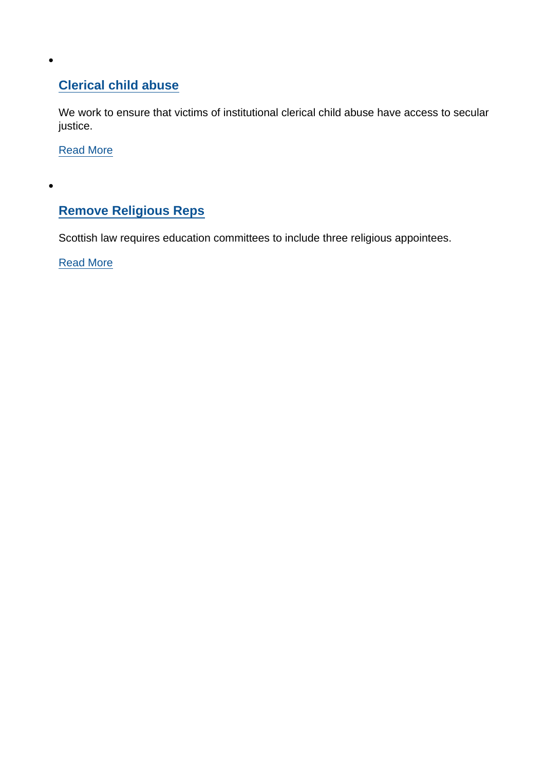- ### Clerical child abuse

  We work to ensure that victims of institutional clerical child abuse have access to secular justice.

  Read More

- ### Remove Religious Reps

  Scottish law requires education committees to include three religious appointees.

  Read More